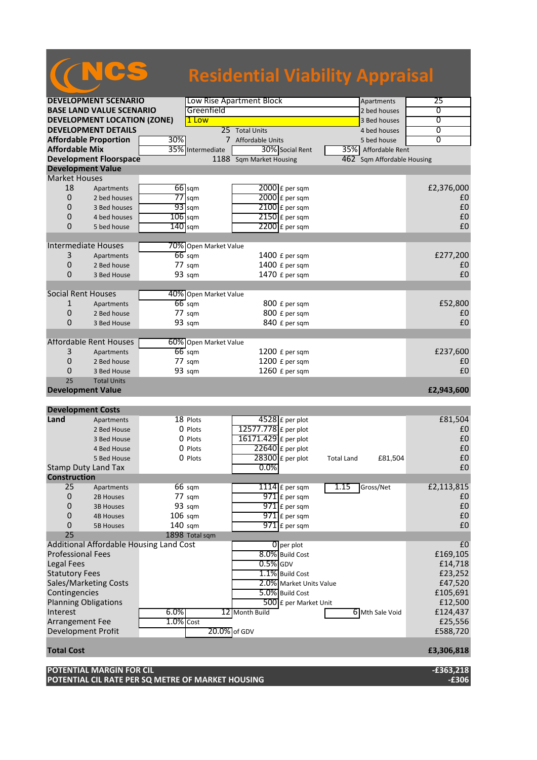# NCS Residential Viability Appraisal

| | | | | | |
|---|---|---|---|---|---|
| **DEVELOPMENT SCENARIO** | Low Rise Apartment Block | | | Apartments | 25 |
| **BASE LAND VALUE SCENARIO** | Greenfield | | | 2 bed houses | 0 |
| **DEVELOPMENT LOCATION (ZONE)** | 1 Low | | | 3 Bed houses | 0 |
| **DEVELOPMENT DETAILS** | 25 | Total Units | | 4 bed houses | 0 |
| **Affordable Proportion** | 30% | 7 | Affordable Units | 5 bed house | 0 |
| **Affordable Mix** | 35% Intermediate | 30% Social Rent | | 35% Affordable Rent | |
| **Development Floorspace** | 1188 | Sqm Market Housing | | 462 Sqm Affordable Housing | |

## Development Value

| Units | Type | Size | Rate | | Value |
|---|---|---|---|---|---|
| **Market Houses** | | | | | |
| 18 | Apartments | 66 sqm | 2000 £ per sqm | | £2,376,000 |
| 0 | 2 bed houses | 77 sqm | 2000 £ per sqm | | £0 |
| 0 | 3 Bed houses | 93 sqm | 2100 £ per sqm | | £0 |
| 0 | 4 bed houses | 106 sqm | 2150 £ per sqm | | £0 |
| 0 | 5 bed house | 140 sqm | 2200 £ per sqm | | £0 |
| **Intermediate Houses** | | 70% Open Market Value | | | |
| 3 | Apartments | 66 sqm | 1400 £ per sqm | | £277,200 |
| 0 | 2 Bed house | 77 sqm | 1400 £ per sqm | | £0 |
| 0 | 3 Bed House | 93 sqm | 1470 £ per sqm | | £0 |
| **Social Rent Houses** | | 40% Open Market Value | | | |
| 1 | Apartments | 66 sqm | 800 £ per sqm | | £52,800 |
| 0 | 2 Bed house | 77 sqm | 800 £ per sqm | | £0 |
| 0 | 3 Bed House | 93 sqm | 840 £ per sqm | | £0 |
| **Affordable Rent Houses** | | 60% Open Market Value | | | |
| 3 | Apartments | 66 sqm | 1200 £ per sqm | | £237,600 |
| 0 | 2 Bed house | 77 sqm | 1200 £ per sqm | | £0 |
| 0 | 3 Bed House | 93 sqm | 1260 £ per sqm | | £0 |
| 25 | Total Units | | | | |
| **Development Value** | | | | | **£2,943,600** |

## Development Costs

| Item | Type | Quantity | Rate | | Cost |
|---|---|---|---|---|---|
| **Land** | Apartments | 18 Plots | 4528 £ per plot | | £81,504 |
| | 2 Bed House | 0 Plots | 12577.778 £ per plot | | £0 |
| | 3 Bed House | 0 Plots | 16171.429 £ per plot | | £0 |
| | 4 Bed House | 0 Plots | 22640 £ per plot | | £0 |
| | 5 Bed House | 0 Plots | 28300 £ per plot | Total Land £81,504 | £0 |
| Stamp Duty Land Tax | | | 0.0% | | £0 |
| **Construction** | | | | | |
| 25 | Apartments | 66 sqm | 1114 £ per sqm | 1.15 Gross/Net | £2,113,815 |
| 0 | 2B Houses | 77 sqm | 971 £ per sqm | | £0 |
| 0 | 3B Houses | 93 sqm | 971 £ per sqm | | £0 |
| 0 | 4B Houses | 106 sqm | 971 £ per sqm | | £0 |
| 0 | 5B Houses | 140 sqm | 971 £ per sqm | | £0 |
| 25 | | 1898 Total sqm | | | |
| Additional Affordable Housing Land Cost | | | 0 per plot | | £0 |
| Professional Fees | | | 8.0% Build Cost | | £169,105 |
| Legal Fees | | | 0.5% GDV | | £14,718 |
| Statutory Fees | | | 1.1% Build Cost | | £23,252 |
| Sales/Marketing Costs | | | 2.0% Market Units Value | | £47,520 |
| Contingencies | | | 5.0% Build Cost | | £105,691 |
| Planning Obligations | | | 500 £ per Market Unit | | £12,500 |
| Interest | 6.0% | | 12 Month Build | 6 Mth Sale Void | £124,437 |
| Arrangement Fee | 1.0% Cost | | | | £25,556 |
| Development Profit | | | 20.0% of GDV | | £588,720 |
| **Total Cost** | | | | | **£3,306,818** |

| | |
|---|---|
| **POTENTIAL MARGIN FOR CIL** | **-£363,218** |
| **POTENTIAL CIL RATE PER SQ METRE OF MARKET HOUSING** | **-£306** |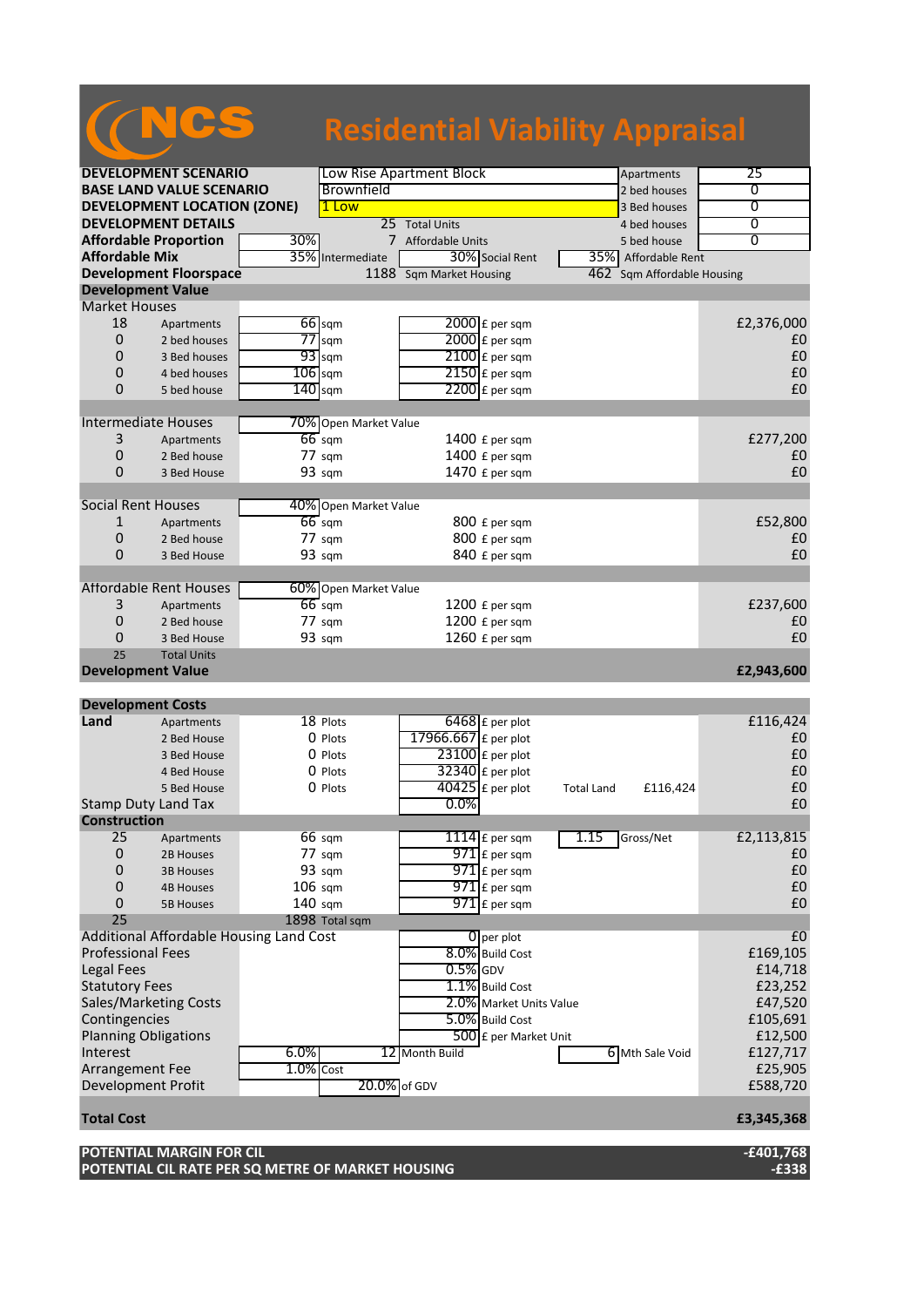# NCS Residential Viability Appraisal

| | | | | |
|---|---|---|---|---|
| **DEVELOPMENT SCENARIO** | Low Rise Apartment Block | | Apartments | 25 |
| **BASE LAND VALUE SCENARIO** | Brownfield | | 2 bed houses | 0 |
| **DEVELOPMENT LOCATION (ZONE)** | 1 Low | | 3 Bed houses | 0 |
| **DEVELOPMENT DETAILS** | 25 Total Units | | 4 bed houses | 0 |
| **Affordable Proportion** | 30% | 7 Affordable Units | 5 bed house | 0 |
| **Affordable Mix** | 35% Intermediate | 30% Social Rent | 35% Affordable Rent | |
| **Development Floorspace** | 1188 Sqm Market Housing | | 462 Sqm Affordable Housing | |

## Development Value

| | | | | |
|---|---|---|---|---|
| **Market Houses** | | | | |
| 18 | Apartments | 66 sqm | 2000 £ per sqm | £2,376,000 |
| 0 | 2 bed houses | 77 sqm | 2000 £ per sqm | £0 |
| 0 | 3 Bed houses | 93 sqm | 2100 £ per sqm | £0 |
| 0 | 4 bed houses | 106 sqm | 2150 £ per sqm | £0 |
| 0 | 5 bed house | 140 sqm | 2200 £ per sqm | £0 |
| **Intermediate Houses** | | 70% Open Market Value | | |
| 3 | Apartments | 66 sqm | 1400 £ per sqm | £277,200 |
| 0 | 2 Bed house | 77 sqm | 1400 £ per sqm | £0 |
| 0 | 3 Bed House | 93 sqm | 1470 £ per sqm | £0 |
| **Social Rent Houses** | | 40% Open Market Value | | |
| 1 | Apartments | 66 sqm | 800 £ per sqm | £52,800 |
| 0 | 2 Bed house | 77 sqm | 800 £ per sqm | £0 |
| 0 | 3 Bed House | 93 sqm | 840 £ per sqm | £0 |
| **Affordable Rent Houses** | | 60% Open Market Value | | |
| 3 | Apartments | 66 sqm | 1200 £ per sqm | £237,600 |
| 0 | 2 Bed house | 77 sqm | 1200 £ per sqm | £0 |
| 0 | 3 Bed House | 93 sqm | 1260 £ per sqm | £0 |
| 25 | Total Units | | | |
| **Development Value** | | | | **£2,943,600** |

## Development Costs

| | | | | | |
|---|---|---|---|---|---|
| **Land** | Apartments | 18 Plots | 6468 £ per plot | | £116,424 |
| | 2 Bed House | 0 Plots | 17966.667 £ per plot | | £0 |
| | 3 Bed House | 0 Plots | 23100 £ per plot | | £0 |
| | 4 Bed House | 0 Plots | 32340 £ per plot | | £0 |
| | 5 Bed House | 0 Plots | 40425 £ per plot | Total Land £116,424 | £0 |
| Stamp Duty Land Tax | | | 0.0% | | £0 |
| **Construction** | | | | | |
| 25 | Apartments | 66 sqm | 1114 £ per sqm | 1.15 Gross/Net | £2,113,815 |
| 0 | 2B Houses | 77 sqm | 971 £ per sqm | | £0 |
| 0 | 3B Houses | 93 sqm | 971 £ per sqm | | £0 |
| 0 | 4B Houses | 106 sqm | 971 £ per sqm | | £0 |
| 0 | 5B Houses | 140 sqm | 971 £ per sqm | | £0 |
| 25 | | 1898 Total sqm | | | |
| Additional Affordable Housing Land Cost | | | 0 per plot | | £0 |
| Professional Fees | | | 8.0% Build Cost | | £169,105 |
| Legal Fees | | | 0.5% GDV | | £14,718 |
| Statutory Fees | | | 1.1% Build Cost | | £23,252 |
| Sales/Marketing Costs | | | 2.0% Market Units Value | | £47,520 |
| Contingencies | | | 5.0% Build Cost | | £105,691 |
| Planning Obligations | | | 500 £ per Market Unit | | £12,500 |
| Interest | 6.0% | | 12 Month Build | 6 Mth Sale Void | £127,717 |
| Arrangement Fee | 1.0% | Cost | | | £25,905 |
| Development Profit | | 20.0% of GDV | | | £588,720 |
| **Total Cost** | | | | | **£3,345,368** |

| | |
|---|---|
| **POTENTIAL MARGIN FOR CIL** | **-£401,768** |
| **POTENTIAL CIL RATE PER SQ METRE OF MARKET HOUSING** | **-£338** |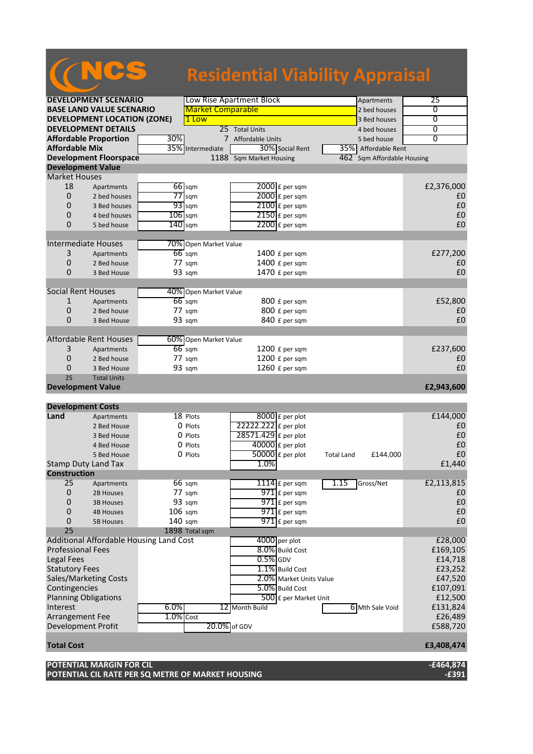# NCS Residential Viability Appraisal

| | | | | | | |
|---|---|---|---|---|---|---|
| **DEVELOPMENT SCENARIO** | | Low Rise Apartment Block | | | Apartments | 25 |
| **BASE LAND VALUE SCENARIO** | | Market Comparable | | | 2 bed houses | 0 |
| **DEVELOPMENT LOCATION (ZONE)** | | 1 Low | | | 3 Bed houses | 0 |
| **DEVELOPMENT DETAILS** | | 25 | Total Units | | 4 bed houses | 0 |
| **Affordable Proportion** | 30% | 7 | Affordable Units | | 5 bed house | 0 |
| **Affordable Mix** | 35% | Intermediate | 30% | Social Rent | 35% | Affordable Rent |
| **Development Floorspace** | | 1188 | Sqm Market Housing | | 462 | Sqm Affordable Housing |

## Development Value

| | | | | | | |
|---|---|---|---|---|---|---|
| **Market Houses** | | | | | | |
| 18 | Apartments | 66 | sqm | 2000 | £ per sqm | £2,376,000 |
| 0 | 2 bed houses | 77 | sqm | 2000 | £ per sqm | £0 |
| 0 | 3 Bed houses | 93 | sqm | 2100 | £ per sqm | £0 |
| 0 | 4 bed houses | 106 | sqm | 2150 | £ per sqm | £0 |
| 0 | 5 bed house | 140 | sqm | 2200 | £ per sqm | £0 |
| **Intermediate Houses** | | 70% | Open Market Value | | | |
| 3 | Apartments | 66 | sqm | 1400 | £ per sqm | £277,200 |
| 0 | 2 Bed house | 77 | sqm | 1400 | £ per sqm | £0 |
| 0 | 3 Bed House | 93 | sqm | 1470 | £ per sqm | £0 |
| **Social Rent Houses** | | 40% | Open Market Value | | | |
| 1 | Apartments | 66 | sqm | 800 | £ per sqm | £52,800 |
| 0 | 2 Bed house | 77 | sqm | 800 | £ per sqm | £0 |
| 0 | 3 Bed House | 93 | sqm | 840 | £ per sqm | £0 |
| **Affordable Rent Houses** | | 60% | Open Market Value | | | |
| 3 | Apartments | 66 | sqm | 1200 | £ per sqm | £237,600 |
| 0 | 2 Bed house | 77 | sqm | 1200 | £ per sqm | £0 |
| 0 | 3 Bed House | 93 | sqm | 1260 | £ per sqm | £0 |
| 25 | Total Units | | | | | |
| **Development Value** | | | | | | **£2,943,600** |

## Development Costs

| | | | | | | | | |
|---|---|---|---|---|---|---|---|---|
| **Land** | Apartments | 18 | Plots | 8000 | £ per plot | | | £144,000 |
| | 2 Bed House | 0 | Plots | 22222.222 | £ per plot | | | £0 |
| | 3 Bed House | 0 | Plots | 28571.429 | £ per plot | | | £0 |
| | 4 Bed House | 0 | Plots | 40000 | £ per plot | | | £0 |
| | 5 Bed House | 0 | Plots | 50000 | £ per plot | Total Land | £144,000 | £0 |
| Stamp Duty Land Tax | | | | 1.0% | | | | £1,440 |
| **Construction** | | | | | | | | |
| 25 | Apartments | 66 | sqm | 1114 | £ per sqm | 1.15 | Gross/Net | £2,113,815 |
| 0 | 2B Houses | 77 | sqm | 971 | £ per sqm | | | £0 |
| 0 | 3B Houses | 93 | sqm | 971 | £ per sqm | | | £0 |
| 0 | 4B Houses | 106 | sqm | 971 | £ per sqm | | | £0 |
| 0 | 5B Houses | 140 | sqm | 971 | £ per sqm | | | £0 |
| 25 | | 1898 | Total sqm | | | | | |
| Additional Affordable Housing Land Cost | | | | 4000 | per plot | | | £28,000 |
| Professional Fees | | | | 8.0% | Build Cost | | | £169,105 |
| Legal Fees | | | | 0.5% | GDV | | | £14,718 |
| Statutory Fees | | | | 1.1% | Build Cost | | | £23,252 |
| Sales/Marketing Costs | | | | 2.0% | Market Units Value | | | £47,520 |
| Contingencies | | | | 5.0% | Build Cost | | | £107,091 |
| Planning Obligations | | | | 500 | £ per Market Unit | | | £12,500 |
| Interest | | 6.0% | | 12 | Month Build | 6 | Mth Sale Void | £131,824 |
| Arrangement Fee | | 1.0% | Cost | | | | | £26,489 |
| Development Profit | | | | 20.0% | of GDV | | | £588,720 |
| **Total Cost** | | | | | | | | **£3,408,474** |

| | |
|---|---|
| **POTENTIAL MARGIN FOR CIL** | **-£464,874** |
| **POTENTIAL CIL RATE PER SQ METRE OF MARKET HOUSING** | **-£391** |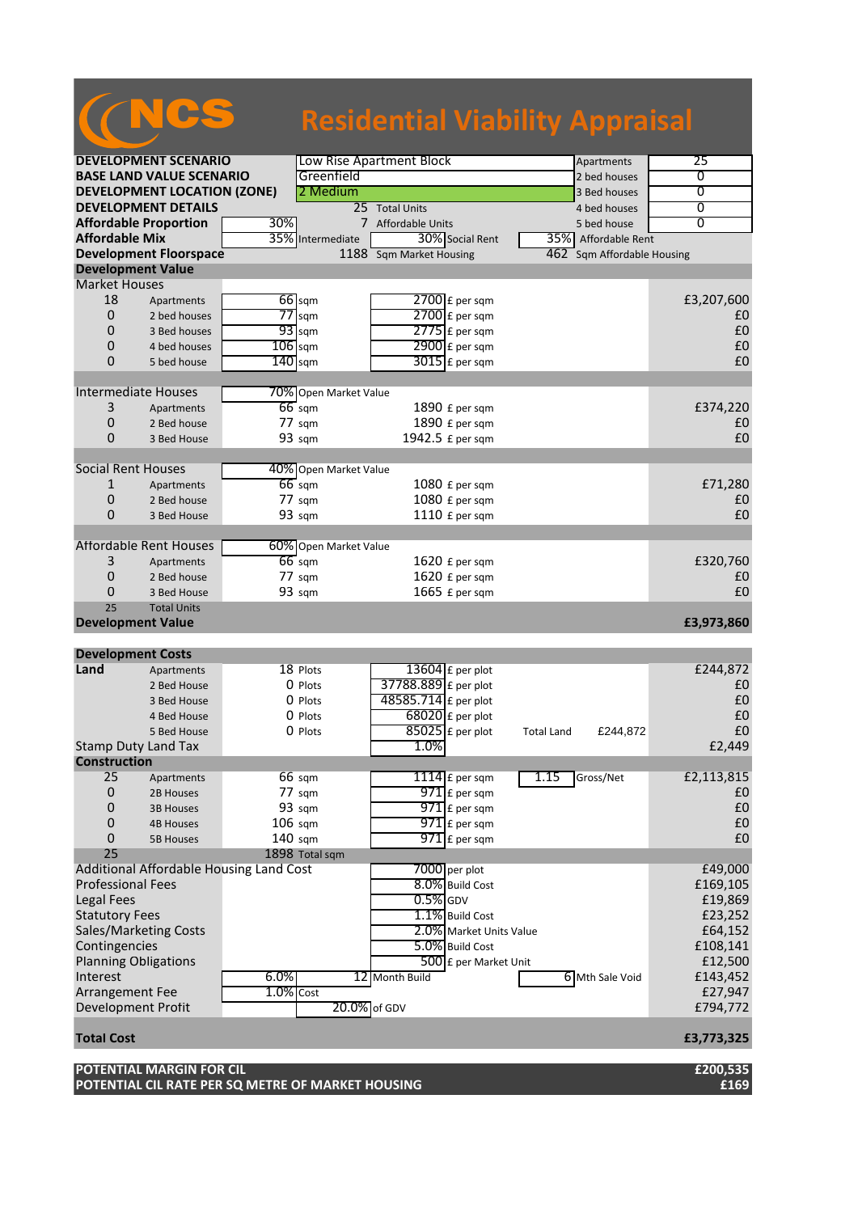# NCS Residential Viability Appraisal

| | | | | | | |
|---|---|---|---|---|---|---|
| **DEVELOPMENT SCENARIO** | | Low Rise Apartment Block | | | Apartments | 25 |
| **BASE LAND VALUE SCENARIO** | | Greenfield | | | 2 bed houses | 0 |
| **DEVELOPMENT LOCATION (ZONE)** | | 2 Medium | | | 3 Bed houses | 0 |
| **DEVELOPMENT DETAILS** | | 25 | Total Units | | 4 bed houses | 0 |
| **Affordable Proportion** | 30% | 7 | Affordable Units | | 5 bed house | 0 |
| **Affordable Mix** | 35% | Intermediate | 30% | Social Rent | 35% | Affordable Rent |
| **Development Floorspace** | | 1188 | Sqm Market Housing | | 462 | Sqm Affordable Housing |

## Development Value

| | | | | | | |
|---|---|---|---|---|---|---|
| **Market Houses** | | | | | | |
| 18 | Apartments | 66 | sqm | 2700 | £ per sqm | £3,207,600 |
| 0 | 2 bed houses | 77 | sqm | 2700 | £ per sqm | £0 |
| 0 | 3 Bed houses | 93 | sqm | 2775 | £ per sqm | £0 |
| 0 | 4 bed houses | 106 | sqm | 2900 | £ per sqm | £0 |
| 0 | 5 bed house | 140 | sqm | 3015 | £ per sqm | £0 |
| **Intermediate Houses** | | 70% | Open Market Value | | | |
| 3 | Apartments | 66 | sqm | 1890 | £ per sqm | £374,220 |
| 0 | 2 Bed house | 77 | sqm | 1890 | £ per sqm | £0 |
| 0 | 3 Bed House | 93 | sqm | 1942.5 | £ per sqm | £0 |
| **Social Rent Houses** | | 40% | Open Market Value | | | |
| 1 | Apartments | 66 | sqm | 1080 | £ per sqm | £71,280 |
| 0 | 2 Bed house | 77 | sqm | 1080 | £ per sqm | £0 |
| 0 | 3 Bed House | 93 | sqm | 1110 | £ per sqm | £0 |
| **Affordable Rent Houses** | | 60% | Open Market Value | | | |
| 3 | Apartments | 66 | sqm | 1620 | £ per sqm | £320,760 |
| 0 | 2 Bed house | 77 | sqm | 1620 | £ per sqm | £0 |
| 0 | 3 Bed House | 93 | sqm | 1665 | £ per sqm | £0 |
| 25 | Total Units | | | | | |
| **Development Value** | | | | | | **£3,973,860** |

## Development Costs

| | | | | | | | | |
|---|---|---|---|---|---|---|---|---|
| **Land** | Apartments | 18 | Plots | 13604 | £ per plot | | | £244,872 |
| | 2 Bed House | 0 | Plots | 37788.889 | £ per plot | | | £0 |
| | 3 Bed House | 0 | Plots | 48585.714 | £ per plot | | | £0 |
| | 4 Bed House | 0 | Plots | 68020 | £ per plot | | | £0 |
| | 5 Bed House | 0 | Plots | 85025 | £ per plot | Total Land | £244,872 | £0 |
| Stamp Duty Land Tax | | | | 1.0% | | | | £2,449 |
| **Construction** | | | | | | | | |
| 25 | Apartments | 66 | sqm | 1114 | £ per sqm | 1.15 | Gross/Net | £2,113,815 |
| 0 | 2B Houses | 77 | sqm | 971 | £ per sqm | | | £0 |
| 0 | 3B Houses | 93 | sqm | 971 | £ per sqm | | | £0 |
| 0 | 4B Houses | 106 | sqm | 971 | £ per sqm | | | £0 |
| 0 | 5B Houses | 140 | sqm | 971 | £ per sqm | | | £0 |
| 25 | | 1898 | Total sqm | | | | | |
| Additional Affordable Housing Land Cost | | | | 7000 | per plot | | | £49,000 |
| Professional Fees | | | | 8.0% | Build Cost | | | £169,105 |
| Legal Fees | | | | 0.5% | GDV | | | £19,869 |
| Statutory Fees | | | | 1.1% | Build Cost | | | £23,252 |
| Sales/Marketing Costs | | | | 2.0% | Market Units Value | | | £64,152 |
| Contingencies | | | | 5.0% | Build Cost | | | £108,141 |
| Planning Obligations | | | | 500 | £ per Market Unit | | | £12,500 |
| Interest | | 6.0% | | 12 | Month Build | 6 | Mth Sale Void | £143,452 |
| Arrangement Fee | | 1.0% | Cost | | | | | £27,947 |
| Development Profit | | | | 20.0% | of GDV | | | £794,772 |
| **Total Cost** | | | | | | | | **£3,773,325** |

| | |
|---|---|
| **POTENTIAL MARGIN FOR CIL** | **£200,535** |
| **POTENTIAL CIL RATE PER SQ METRE OF MARKET HOUSING** | **£169** |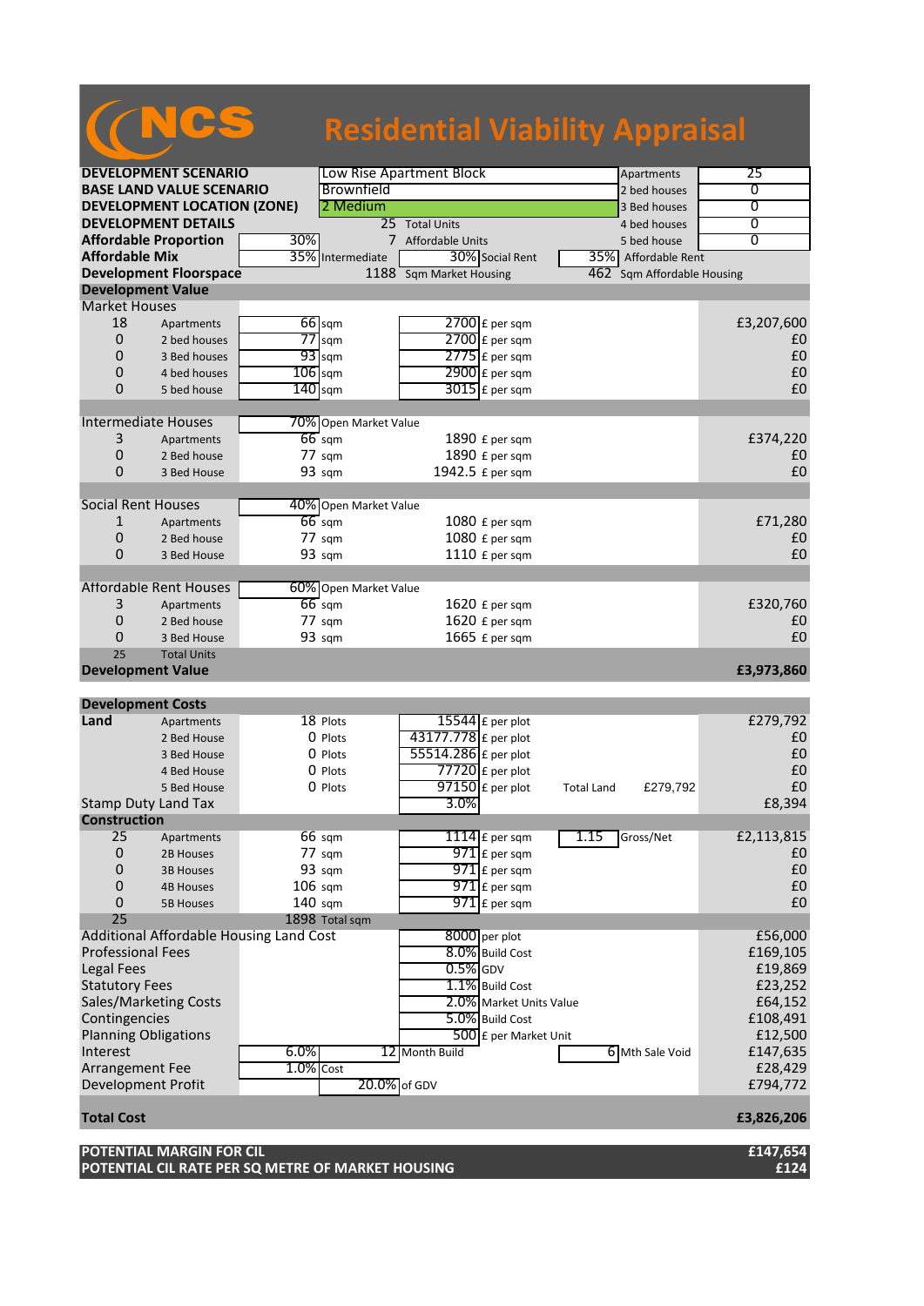# NCS Residential Viability Appraisal

| | | | | | | |
|---|---|---|---|---|---|---|
| **DEVELOPMENT SCENARIO** | | Low Rise Apartment Block | | | Apartments | 25 |
| **BASE LAND VALUE SCENARIO** | | Brownfield | | | 2 bed houses | 0 |
| **DEVELOPMENT LOCATION (ZONE)** | | 2 Medium | | | 3 Bed houses | 0 |
| **DEVELOPMENT DETAILS** | | 25 | Total Units | | 4 bed houses | 0 |
| **Affordable Proportion** | 30% | 7 | Affordable Units | | 5 bed house | 0 |
| **Affordable Mix** | | 35% Intermediate | 30% Social Rent | | 35% Affordable Rent | |
| **Development Floorspace** | | 1188 | Sqm Market Housing | | 462 Sqm Affordable Housing | |

## Development Value

| | | | | | |
|---|---|---|---|---|---|
| **Market Houses** | | | | | |
| 18 | Apartments | 66 sqm | 2700 £ per sqm | | £3,207,600 |
| 0 | 2 bed houses | 77 sqm | 2700 £ per sqm | | £0 |
| 0 | 3 Bed houses | 93 sqm | 2775 £ per sqm | | £0 |
| 0 | 4 bed houses | 106 sqm | 2900 £ per sqm | | £0 |
| 0 | 5 bed house | 140 sqm | 3015 £ per sqm | | £0 |
| **Intermediate Houses** | | 70% Open Market Value | | | |
| 3 | Apartments | 66 sqm | 1890 £ per sqm | | £374,220 |
| 0 | 2 Bed house | 77 sqm | 1890 £ per sqm | | £0 |
| 0 | 3 Bed House | 93 sqm | 1942.5 £ per sqm | | £0 |
| **Social Rent Houses** | | 40% Open Market Value | | | |
| 1 | Apartments | 66 sqm | 1080 £ per sqm | | £71,280 |
| 0 | 2 Bed house | 77 sqm | 1080 £ per sqm | | £0 |
| 0 | 3 Bed House | 93 sqm | 1110 £ per sqm | | £0 |
| **Affordable Rent Houses** | | 60% Open Market Value | | | |
| 3 | Apartments | 66 sqm | 1620 £ per sqm | | £320,760 |
| 0 | 2 Bed house | 77 sqm | 1620 £ per sqm | | £0 |
| 0 | 3 Bed House | 93 sqm | 1665 £ per sqm | | £0 |
| 25 | Total Units | | | | |
| **Development Value** | | | | | **£3,973,860** |

## Development Costs

| | | | | | | |
|---|---|---|---|---|---|---|
| **Land** | Apartments | 18 Plots | 15544 £ per plot | | | £279,792 |
| | 2 Bed House | 0 Plots | 43177.778 £ per plot | | | £0 |
| | 3 Bed House | 0 Plots | 55514.286 £ per plot | | | £0 |
| | 4 Bed House | 0 Plots | 77720 £ per plot | | | £0 |
| | 5 Bed House | 0 Plots | 97150 £ per plot | Total Land | £279,792 | £0 |
| Stamp Duty Land Tax | | | 3.0% | | | £8,394 |
| **Construction** | | | | | | |
| 25 | Apartments | 66 sqm | 1114 £ per sqm | 1.15 | Gross/Net | £2,113,815 |
| 0 | 2B Houses | 77 sqm | 971 £ per sqm | | | £0 |
| 0 | 3B Houses | 93 sqm | 971 £ per sqm | | | £0 |
| 0 | 4B Houses | 106 sqm | 971 £ per sqm | | | £0 |
| 0 | 5B Houses | 140 sqm | 971 £ per sqm | | | £0 |
| 25 | | 1898 Total sqm | | | | |
| Additional Affordable Housing Land Cost | | | 8000 per plot | | | £56,000 |
| Professional Fees | | | 8.0% Build Cost | | | £169,105 |
| Legal Fees | | | 0.5% GDV | | | £19,869 |
| Statutory Fees | | | 1.1% Build Cost | | | £23,252 |
| Sales/Marketing Costs | | | 2.0% Market Units Value | | | £64,152 |
| Contingencies | | | 5.0% Build Cost | | | £108,491 |
| Planning Obligations | | | 500 £ per Market Unit | | | £12,500 |
| Interest | 6.0% | | 12 Month Build | 6 | Mth Sale Void | £147,635 |
| Arrangement Fee | 1.0% Cost | | | | | £28,429 |
| Development Profit | | 20.0% | of GDV | | | £794,772 |
| **Total Cost** | | | | | | **£3,826,206** |

| | |
|---|---|
| **POTENTIAL MARGIN FOR CIL** | **£147,654** |
| **POTENTIAL CIL RATE PER SQ METRE OF MARKET HOUSING** | **£124** |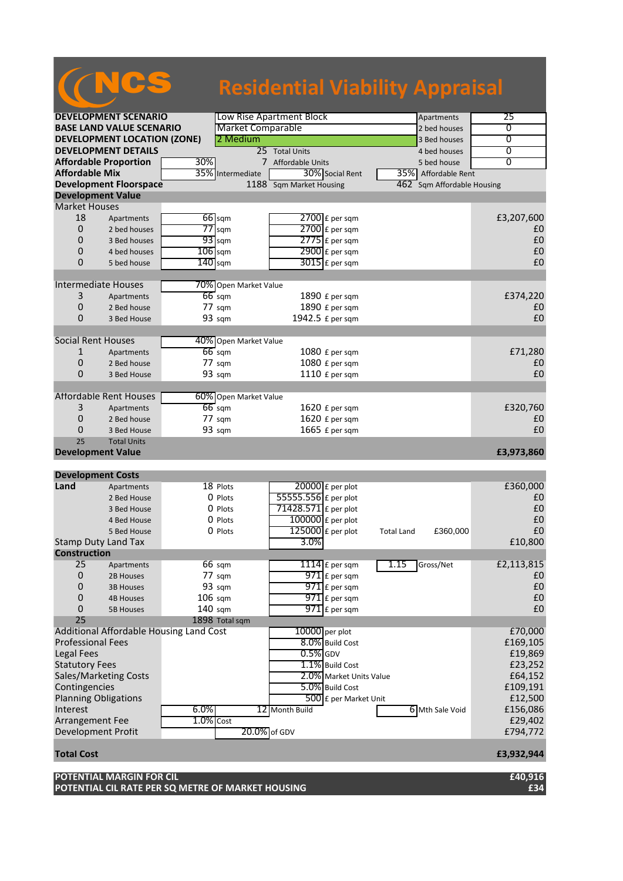# NCS Residential Viability Appraisal

| | | | | |
|---|---|---|---|---|
| **DEVELOPMENT SCENARIO** | Low Rise Apartment Block | | Apartments | 25 |
| **BASE LAND VALUE SCENARIO** | Market Comparable | | 2 bed houses | 0 |
| **DEVELOPMENT LOCATION (ZONE)** | 2 Medium | | 3 Bed houses | 0 |
| **DEVELOPMENT DETAILS** | 25 Total Units | | 4 bed houses | 0 |
| **Affordable Proportion** | 30% | 7 Affordable Units | 5 bed house | 0 |
| **Affordable Mix** | 35% Intermediate | 30% Social Rent | 35% Affordable Rent | |
| **Development Floorspace** | 1188 Sqm Market Housing | | 462 Sqm Affordable Housing | |

## Development Value

| | | | | | |
|---|---|---|---|---|---|
| **Market Houses** | | | | | |
| 18 | Apartments | 66 sqm | 2700 £ per sqm | | £3,207,600 |
| 0 | 2 bed houses | 77 sqm | 2700 £ per sqm | | £0 |
| 0 | 3 Bed houses | 93 sqm | 2775 £ per sqm | | £0 |
| 0 | 4 bed houses | 106 sqm | 2900 £ per sqm | | £0 |
| 0 | 5 bed house | 140 sqm | 3015 £ per sqm | | £0 |
| **Intermediate Houses** | | 70% Open Market Value | | | |
| 3 | Apartments | 66 sqm | 1890 £ per sqm | | £374,220 |
| 0 | 2 Bed house | 77 sqm | 1890 £ per sqm | | £0 |
| 0 | 3 Bed House | 93 sqm | 1942.5 £ per sqm | | £0 |
| **Social Rent Houses** | | 40% Open Market Value | | | |
| 1 | Apartments | 66 sqm | 1080 £ per sqm | | £71,280 |
| 0 | 2 Bed house | 77 sqm | 1080 £ per sqm | | £0 |
| 0 | 3 Bed House | 93 sqm | 1110 £ per sqm | | £0 |
| **Affordable Rent Houses** | | 60% Open Market Value | | | |
| 3 | Apartments | 66 sqm | 1620 £ per sqm | | £320,760 |
| 0 | 2 Bed house | 77 sqm | 1620 £ per sqm | | £0 |
| 0 | 3 Bed House | 93 sqm | 1665 £ per sqm | | £0 |
| 25 | Total Units | | | | |
| **Development Value** | | | | | **£3,973,860** |

## Development Costs

| | | | | | |
|---|---|---|---|---|---|
| **Land** | Apartments | 18 Plots | 20000 £ per plot | | £360,000 |
| | 2 Bed House | 0 Plots | 55555.556 £ per plot | | £0 |
| | 3 Bed House | 0 Plots | 71428.571 £ per plot | | £0 |
| | 4 Bed House | 0 Plots | 100000 £ per plot | | £0 |
| | 5 Bed House | 0 Plots | 125000 £ per plot | Total Land £360,000 | £0 |
| Stamp Duty Land Tax | | | 3.0% | | £10,800 |
| **Construction** | | | | | |
| 25 | Apartments | 66 sqm | 1114 £ per sqm | 1.15 Gross/Net | £2,113,815 |
| 0 | 2B Houses | 77 sqm | 971 £ per sqm | | £0 |
| 0 | 3B Houses | 93 sqm | 971 £ per sqm | | £0 |
| 0 | 4B Houses | 106 sqm | 971 £ per sqm | | £0 |
| 0 | 5B Houses | 140 sqm | 971 £ per sqm | | £0 |
| 25 | | 1898 Total sqm | | | |
| Additional Affordable Housing Land Cost | | | 10000 per plot | | £70,000 |
| Professional Fees | | | 8.0% Build Cost | | £169,105 |
| Legal Fees | | | 0.5% GDV | | £19,869 |
| Statutory Fees | | | 1.1% Build Cost | | £23,252 |
| Sales/Marketing Costs | | | 2.0% Market Units Value | | £64,152 |
| Contingencies | | | 5.0% Build Cost | | £109,191 |
| Planning Obligations | | | 500 £ per Market Unit | | £12,500 |
| Interest | | 6.0% | 12 Month Build | 6 Mth Sale Void | £156,086 |
| Arrangement Fee | | 1.0% Cost | | | £29,402 |
| Development Profit | | | 20.0% of GDV | | £794,772 |
| **Total Cost** | | | | | **£3,932,944** |

| | |
|---|---|
| **POTENTIAL MARGIN FOR CIL** | **£40,916** |
| **POTENTIAL CIL RATE PER SQ METRE OF MARKET HOUSING** | **£34** |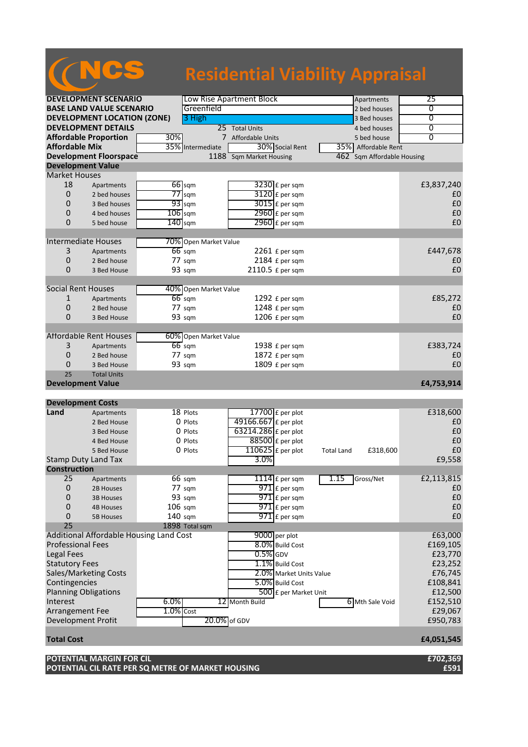# NCS Residential Viability Appraisal

| | | | | | |
|---|---|---|---|---|---|
| **DEVELOPMENT SCENARIO** | | Low Rise Apartment Block | | Apartments | 25 |
| **BASE LAND VALUE SCENARIO** | | Greenfield | | 2 bed houses | 0 |
| **DEVELOPMENT LOCATION (ZONE)** | | 3 High | | 3 Bed houses | 0 |
| **DEVELOPMENT DETAILS** | | 25 Total Units | | 4 bed houses | 0 |
| **Affordable Proportion** | 30% | 7 Affordable Units | | 5 bed house | 0 |
| **Affordable Mix** | 35% Intermediate | 30% Social Rent | | 35% Affordable Rent | |
| **Development Floorspace** | | 1188 Sqm Market Housing | | 462 Sqm Affordable Housing | |

## Development Value

| | | | | |
|---|---|---|---|---|
| **Market Houses** | | | | |
| 18 | Apartments | 66 sqm | 3230 £ per sqm | £3,837,240 |
| 0 | 2 bed houses | 77 sqm | 3120 £ per sqm | £0 |
| 0 | 3 Bed houses | 93 sqm | 3015 £ per sqm | £0 |
| 0 | 4 bed houses | 106 sqm | 2960 £ per sqm | £0 |
| 0 | 5 bed house | 140 sqm | 2960 £ per sqm | £0 |
| **Intermediate Houses** | | 70% Open Market Value | | |
| 3 | Apartments | 66 sqm | 2261 £ per sqm | £447,678 |
| 0 | 2 Bed house | 77 sqm | 2184 £ per sqm | £0 |
| 0 | 3 Bed House | 93 sqm | 2110.5 £ per sqm | £0 |
| **Social Rent Houses** | | 40% Open Market Value | | |
| 1 | Apartments | 66 sqm | 1292 £ per sqm | £85,272 |
| 0 | 2 Bed house | 77 sqm | 1248 £ per sqm | £0 |
| 0 | 3 Bed House | 93 sqm | 1206 £ per sqm | £0 |
| **Affordable Rent Houses** | | 60% Open Market Value | | |
| 3 | Apartments | 66 sqm | 1938 £ per sqm | £383,724 |
| 0 | 2 Bed house | 77 sqm | 1872 £ per sqm | £0 |
| 0 | 3 Bed House | 93 sqm | 1809 £ per sqm | £0 |
| 25 | Total Units | | | |
| **Development Value** | | | | **£4,753,914** |

## Development Costs

| | | | | | |
|---|---|---|---|---|---|
| **Land** | Apartments | 18 Plots | 17700 £ per plot | | £318,600 |
| | 2 Bed House | 0 Plots | 49166.667 £ per plot | | £0 |
| | 3 Bed House | 0 Plots | 63214.286 £ per plot | | £0 |
| | 4 Bed House | 0 Plots | 88500 £ per plot | | £0 |
| | 5 Bed House | 0 Plots | 110625 £ per plot | Total Land £318,600 | £0 |
| Stamp Duty Land Tax | | | 3.0% | | £9,558 |
| **Construction** | | | | | |
| 25 | Apartments | 66 sqm | 1114 £ per sqm | 1.15 Gross/Net | £2,113,815 |
| 0 | 2B Houses | 77 sqm | 971 £ per sqm | | £0 |
| 0 | 3B Houses | 93 sqm | 971 £ per sqm | | £0 |
| 0 | 4B Houses | 106 sqm | 971 £ per sqm | | £0 |
| 0 | 5B Houses | 140 sqm | 971 £ per sqm | | £0 |
| 25 | | 1898 Total sqm | | | |
| Additional Affordable Housing Land Cost | | | 9000 per plot | | £63,000 |
| Professional Fees | | | 8.0% Build Cost | | £169,105 |
| Legal Fees | | | 0.5% GDV | | £23,770 |
| Statutory Fees | | | 1.1% Build Cost | | £23,252 |
| Sales/Marketing Costs | | | 2.0% Market Units Value | | £76,745 |
| Contingencies | | | 5.0% Build Cost | | £108,841 |
| Planning Obligations | | | 500 £ per Market Unit | | £12,500 |
| Interest | 6.0% | 12 Month Build | | 6 Mth Sale Void | £152,510 |
| Arrangement Fee | 1.0% Cost | | | | £29,067 |
| Development Profit | | 20.0% of GDV | | | £950,783 |
| **Total Cost** | | | | | **£4,051,545** |

| | |
|---|---|
| **POTENTIAL MARGIN FOR CIL** | **£702,369** |
| **POTENTIAL CIL RATE PER SQ METRE OF MARKET HOUSING** | **£591** |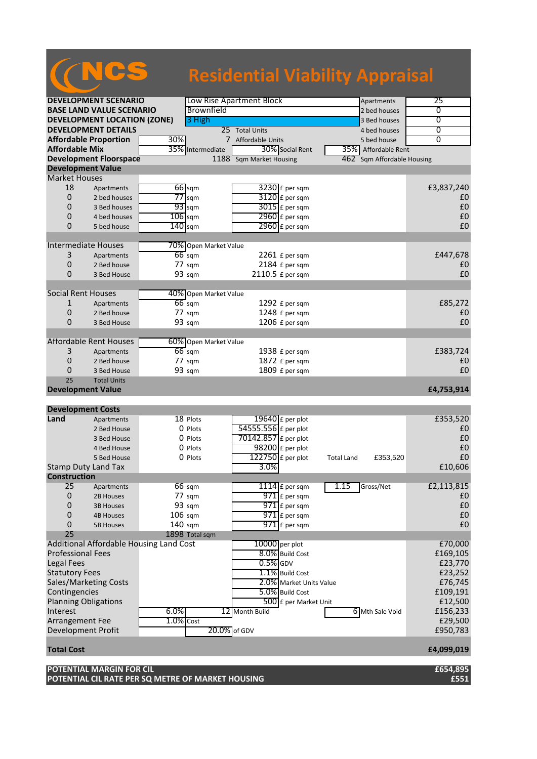# NCS Residential Viability Appraisal

| | | | | | | | |
|---|---|---|---|---|---|---|---|
| **DEVELOPMENT SCENARIO** | | Low Rise Apartment Block | | | | Apartments | 25 |
| **BASE LAND VALUE SCENARIO** | | Brownfield | | | | 2 bed houses | 0 |
| **DEVELOPMENT LOCATION (ZONE)** | | 3 High | | | | 3 Bed houses | 0 |
| **DEVELOPMENT DETAILS** | | 25 | Total Units | | | 4 bed houses | 0 |
| **Affordable Proportion** | 30% | 7 | Affordable Units | | | 5 bed house | 0 |
| **Affordable Mix** | 35% | Intermediate | 30% | Social Rent | 35% | Affordable Rent | |
| **Development Floorspace** | | 1188 | Sqm Market Housing | | 462 | Sqm Affordable Housing | |

## Development Value

| | | | | | | |
|---|---|---|---|---|---|---|
| **Market Houses** | | | | | | |
| 18 | Apartments | 66 | sqm | 3230 | £ per sqm | £3,837,240 |
| 0 | 2 bed houses | 77 | sqm | 3120 | £ per sqm | £0 |
| 0 | 3 Bed houses | 93 | sqm | 3015 | £ per sqm | £0 |
| 0 | 4 bed houses | 106 | sqm | 2960 | £ per sqm | £0 |
| 0 | 5 bed house | 140 | sqm | 2960 | £ per sqm | £0 |
| **Intermediate Houses** | | 70% | Open Market Value | | | |
| 3 | Apartments | 66 | sqm | 2261 | £ per sqm | £447,678 |
| 0 | 2 Bed house | 77 | sqm | 2184 | £ per sqm | £0 |
| 0 | 3 Bed House | 93 | sqm | 2110.5 | £ per sqm | £0 |
| **Social Rent Houses** | | 40% | Open Market Value | | | |
| 1 | Apartments | 66 | sqm | 1292 | £ per sqm | £85,272 |
| 0 | 2 Bed house | 77 | sqm | 1248 | £ per sqm | £0 |
| 0 | 3 Bed House | 93 | sqm | 1206 | £ per sqm | £0 |
| **Affordable Rent Houses** | | 60% | Open Market Value | | | |
| 3 | Apartments | 66 | sqm | 1938 | £ per sqm | £383,724 |
| 0 | 2 Bed house | 77 | sqm | 1872 | £ per sqm | £0 |
| 0 | 3 Bed House | 93 | sqm | 1809 | £ per sqm | £0 |
| 25 | Total Units | | | | | |
| **Development Value** | | | | | | **£4,753,914** |

## Development Costs

| | | | | | | | | |
|---|---|---|---|---|---|---|---|---|
| **Land** | Apartments | 18 | Plots | 19640 | £ per plot | | | £353,520 |
| | 2 Bed House | 0 | Plots | 54555.556 | £ per plot | | | £0 |
| | 3 Bed House | 0 | Plots | 70142.857 | £ per plot | | | £0 |
| | 4 Bed House | 0 | Plots | 98200 | £ per plot | | | £0 |
| | 5 Bed House | 0 | Plots | 122750 | £ per plot | Total Land | £353,520 | £0 |
| Stamp Duty Land Tax | | | | 3.0% | | | | £10,606 |
| **Construction** | | | | | | | | |
| 25 | Apartments | 66 | sqm | 1114 | £ per sqm | 1.15 | Gross/Net | £2,113,815 |
| 0 | 2B Houses | 77 | sqm | 971 | £ per sqm | | | £0 |
| 0 | 3B Houses | 93 | sqm | 971 | £ per sqm | | | £0 |
| 0 | 4B Houses | 106 | sqm | 971 | £ per sqm | | | £0 |
| 0 | 5B Houses | 140 | sqm | 971 | £ per sqm | | | £0 |
| 25 | | 1898 | Total sqm | | | | | |
| Additional Affordable Housing Land Cost | | | | 10000 | per plot | | | £70,000 |
| Professional Fees | | | | 8.0% | Build Cost | | | £169,105 |
| Legal Fees | | | | 0.5% | GDV | | | £23,770 |
| Statutory Fees | | | | 1.1% | Build Cost | | | £23,252 |
| Sales/Marketing Costs | | | | 2.0% | Market Units Value | | | £76,745 |
| Contingencies | | | | 5.0% | Build Cost | | | £109,191 |
| Planning Obligations | | | | 500 | £ per Market Unit | | | £12,500 |
| Interest | | 6.0% | | 12 | Month Build | 6 | Mth Sale Void | £156,233 |
| Arrangement Fee | | 1.0% | Cost | | | | | £29,500 |
| Development Profit | | | | 20.0% | of GDV | | | £950,783 |
| **Total Cost** | | | | | | | | **£4,099,019** |

| | |
|---|---|
| **POTENTIAL MARGIN FOR CIL** | **£654,895** |
| **POTENTIAL CIL RATE PER SQ METRE OF MARKET HOUSING** | **£551** |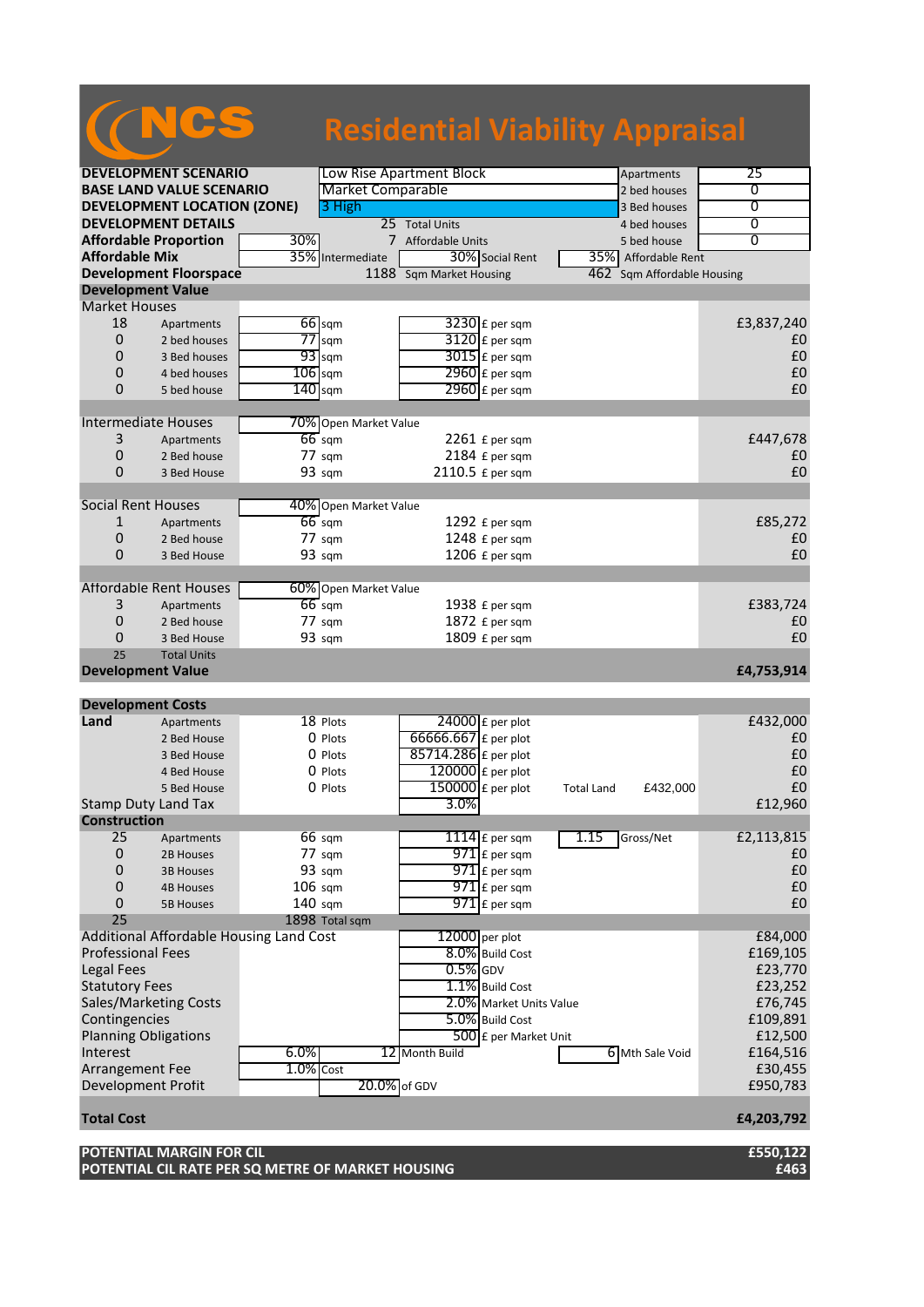# NCS Residential Viability Appraisal

| | | | | | | | |
|---|---|---|---|---|---|---|---|
| **DEVELOPMENT SCENARIO** | | Low Rise Apartment Block | | | | Apartments | 25 |
| **BASE LAND VALUE SCENARIO** | | Market Comparable | | | | 2 bed houses | 0 |
| **DEVELOPMENT LOCATION (ZONE)** | | 3 High | | | | 3 Bed houses | 0 |
| **DEVELOPMENT DETAILS** | | 25 | Total Units | | | 4 bed houses | 0 |
| **Affordable Proportion** | 30% | 7 | Affordable Units | | | 5 bed house | 0 |
| **Affordable Mix** | 35% | Intermediate | 30% | Social Rent | 35% | Affordable Rent | |
| **Development Floorspace** | | 1188 | Sqm Market Housing | | 462 | Sqm Affordable Housing | |

| | | | | | | |
|---|---|---|---|---|---|---|
| **Development Value** | | | | | | |
| Market Houses | | | | | | |
| 18 | Apartments | 66 | sqm | 3230 | £ per sqm | £3,837,240 |
| 0 | 2 bed houses | 77 | sqm | 3120 | £ per sqm | £0 |
| 0 | 3 Bed houses | 93 | sqm | 3015 | £ per sqm | £0 |
| 0 | 4 bed houses | 106 | sqm | 2960 | £ per sqm | £0 |
| 0 | 5 bed house | 140 | sqm | 2960 | £ per sqm | £0 |
| Intermediate Houses | | 70% | Open Market Value | | | |
| 3 | Apartments | 66 | sqm | 2261 | £ per sqm | £447,678 |
| 0 | 2 Bed house | 77 | sqm | 2184 | £ per sqm | £0 |
| 0 | 3 Bed House | 93 | sqm | 2110.5 | £ per sqm | £0 |
| Social Rent Houses | | 40% | Open Market Value | | | |
| 1 | Apartments | 66 | sqm | 1292 | £ per sqm | £85,272 |
| 0 | 2 Bed house | 77 | sqm | 1248 | £ per sqm | £0 |
| 0 | 3 Bed House | 93 | sqm | 1206 | £ per sqm | £0 |
| Affordable Rent Houses | | 60% | Open Market Value | | | |
| 3 | Apartments | 66 | sqm | 1938 | £ per sqm | £383,724 |
| 0 | 2 Bed house | 77 | sqm | 1872 | £ per sqm | £0 |
| 0 | 3 Bed House | 93 | sqm | 1809 | £ per sqm | £0 |
| 25 | Total Units | | | | | |
| **Development Value** | | | | | | **£4,753,914** |

| | | | | | | | | |
|---|---|---|---|---|---|---|---|---|
| **Development Costs** | | | | | | | | |
| **Land** | Apartments | 18 | Plots | 24000 | £ per plot | | | £432,000 |
| | 2 Bed House | 0 | Plots | 66666.667 | £ per plot | | | £0 |
| | 3 Bed House | 0 | Plots | 85714.286 | £ per plot | | | £0 |
| | 4 Bed House | 0 | Plots | 120000 | £ per plot | | | £0 |
| | 5 Bed House | 0 | Plots | 150000 | £ per plot | Total Land | £432,000 | £0 |
| Stamp Duty Land Tax | | | | 3.0% | | | | £12,960 |
| **Construction** | | | | | | | | |
| 25 | Apartments | 66 | sqm | 1114 | £ per sqm | 1.15 | Gross/Net | £2,113,815 |
| 0 | 2B Houses | 77 | sqm | 971 | £ per sqm | | | £0 |
| 0 | 3B Houses | 93 | sqm | 971 | £ per sqm | | | £0 |
| 0 | 4B Houses | 106 | sqm | 971 | £ per sqm | | | £0 |
| 0 | 5B Houses | 140 | sqm | 971 | £ per sqm | | | £0 |
| 25 | | 1898 | Total sqm | | | | | |
| Additional Affordable Housing Land Cost | | | | 12000 | per plot | | | £84,000 |
| Professional Fees | | | | 8.0% | Build Cost | | | £169,105 |
| Legal Fees | | | | 0.5% | GDV | | | £23,770 |
| Statutory Fees | | | | 1.1% | Build Cost | | | £23,252 |
| Sales/Marketing Costs | | | | 2.0% | Market Units Value | | | £76,745 |
| Contingencies | | | | 5.0% | Build Cost | | | £109,891 |
| Planning Obligations | | | | 500 | £ per Market Unit | | | £12,500 |
| Interest | | 6.0% | | 12 | Month Build | 6 | Mth Sale Void | £164,516 |
| Arrangement Fee | | 1.0% | Cost | | | | | £30,455 |
| Development Profit | | | | 20.0% | of GDV | | | £950,783 |
| **Total Cost** | | | | | | | | **£4,203,792** |

| | |
|---|---|
| **POTENTIAL MARGIN FOR CIL** | **£550,122** |
| **POTENTIAL CIL RATE PER SQ METRE OF MARKET HOUSING** | **£463** |